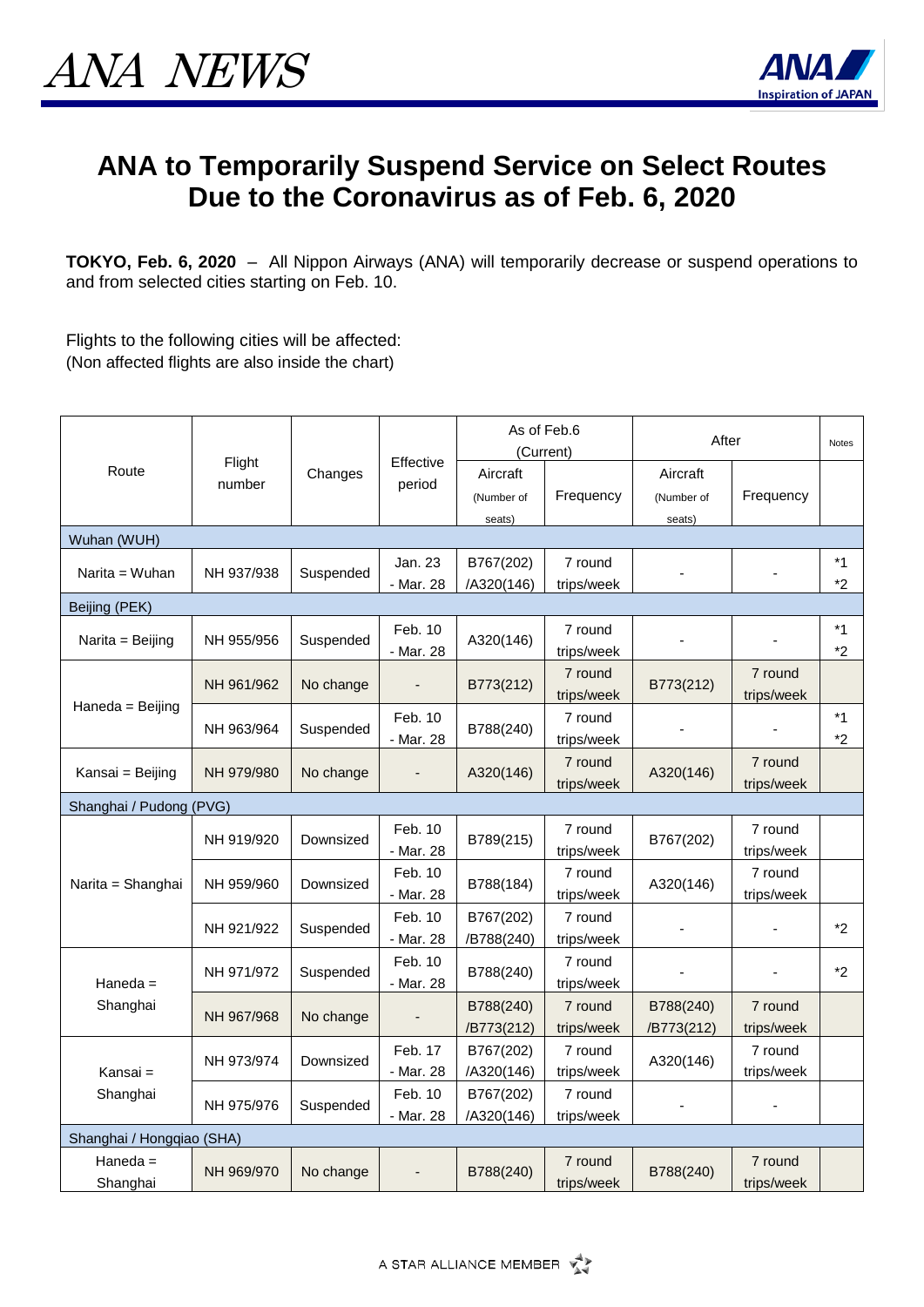ANA NEWS

# ANA to Temporarily Suspend Service on Select Routes Due to the Coronavirus as of Feb. 6, 2020

**TOKYO, Feb. 6, 2020** – All Nippon Airways (ANA) will temporarily decrease or suspend operations to and from selected cities starting on Feb. 10.

Flights to the following cities will be affected:
(Non affected flights are also inside the chart)

| Route | Flight number | Changes | Effective period | As of Feb.6 (Current) | | After | | Notes |
|---|---|---|---|---|---|---|---|---|
| | | | | Aircraft (Number of seats) | Frequency | Aircraft (Number of seats) | Frequency | |
| **Wuhan (WUH)** | | | | | | | | |
| Narita = Wuhan | NH 937/938 | Suspended | Jan. 23 - Mar. 28 | B767(202) /A320(146) | 7 round trips/week | - | - | *1 *2 |
| **Beijing (PEK)** | | | | | | | | |
| Narita = Beijing | NH 955/956 | Suspended | Feb. 10 - Mar. 28 | A320(146) | 7 round trips/week | - | - | *1 *2 |
| Haneda = Beijing | NH 961/962 | No change | - | B773(212) | 7 round trips/week | B773(212) | 7 round trips/week | |
| Haneda = Beijing | NH 963/964 | Suspended | Feb. 10 - Mar. 28 | B788(240) | 7 round trips/week | - | - | *1 *2 |
| Kansai = Beijing | NH 979/980 | No change | - | A320(146) | 7 round trips/week | A320(146) | 7 round trips/week | |
| **Shanghai / Pudong (PVG)** | | | | | | | | |
| Narita = Shanghai | NH 919/920 | Downsized | Feb. 10 - Mar. 28 | B789(215) | 7 round trips/week | B767(202) | 7 round trips/week | |
| Narita = Shanghai | NH 959/960 | Downsized | Feb. 10 - Mar. 28 | B788(184) | 7 round trips/week | A320(146) | 7 round trips/week | |
| Narita = Shanghai | NH 921/922 | Suspended | Feb. 10 - Mar. 28 | B767(202) /B788(240) | 7 round trips/week | - | - | *2 |
| Haneda = Shanghai | NH 971/972 | Suspended | Feb. 10 - Mar. 28 | B788(240) | 7 round trips/week | - | - | *2 |
| Haneda = Shanghai | NH 967/968 | No change | - | B788(240) /B773(212) | 7 round trips/week | B788(240) /B773(212) | 7 round trips/week | |
| Kansai = Shanghai | NH 973/974 | Downsized | Feb. 17 - Mar. 28 | B767(202) /A320(146) | 7 round trips/week | A320(146) | 7 round trips/week | |
| Kansai = Shanghai | NH 975/976 | Suspended | Feb. 10 - Mar. 28 | B767(202) /A320(146) | 7 round trips/week | - | - | |
| **Shanghai / Hongqiao (SHA)** | | | | | | | | |
| Haneda = Shanghai | NH 969/970 | No change | - | B788(240) | 7 round trips/week | B788(240) | 7 round trips/week | |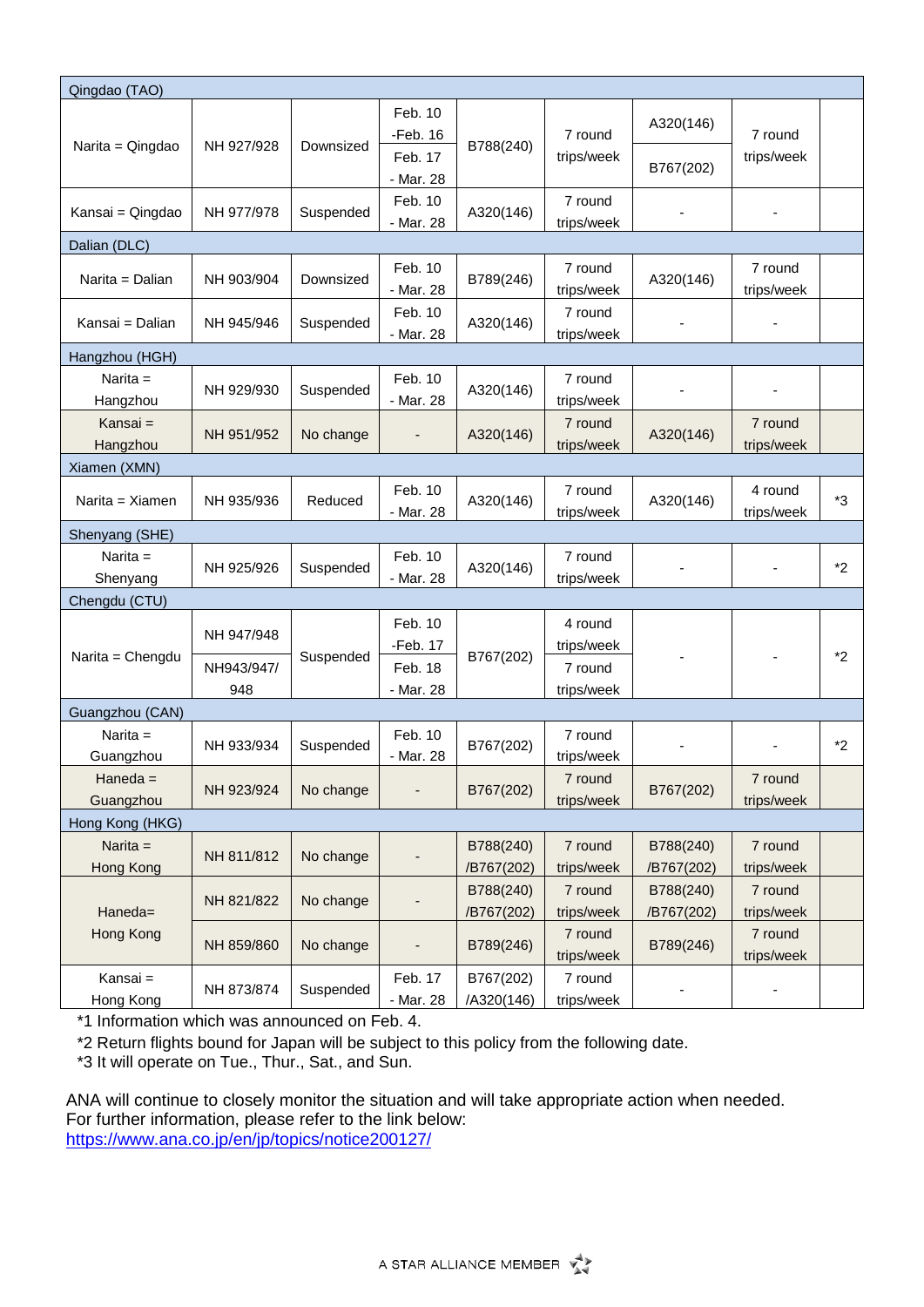| Route | Flight No. | Status | Period | Aircraft | Frequency | Aircraft (changed) | Frequency (changed) | Note |
|---|---|---|---|---|---|---|---|---|
| Qingdao (TAO) | | | | | | | | |
| Narita = Qingdao | NH 927/928 | Downsized | Feb. 10 -Feb. 16 | B788(240) | 7 round trips/week | A320(146) | 7 round trips/week | |
| | | | Feb. 17 - Mar. 28 | | | B767(202) | | |
| Kansai = Qingdao | NH 977/978 | Suspended | Feb. 10 - Mar. 28 | A320(146) | 7 round trips/week | - | - | |
| Dalian (DLC) | | | | | | | | |
| Narita = Dalian | NH 903/904 | Downsized | Feb. 10 - Mar. 28 | B789(246) | 7 round trips/week | A320(146) | 7 round trips/week | |
| Kansai = Dalian | NH 945/946 | Suspended | Feb. 10 - Mar. 28 | A320(146) | 7 round trips/week | - | - | |
| Hangzhou (HGH) | | | | | | | | |
| Narita = Hangzhou | NH 929/930 | Suspended | Feb. 10 - Mar. 28 | A320(146) | 7 round trips/week | - | - | |
| Kansai = Hangzhou | NH 951/952 | No change | - | A320(146) | 7 round trips/week | A320(146) | 7 round trips/week | |
| Xiamen (XMN) | | | | | | | | |
| Narita = Xiamen | NH 935/936 | Reduced | Feb. 10 - Mar. 28 | A320(146) | 7 round trips/week | A320(146) | 4 round trips/week | *3 |
| Shenyang (SHE) | | | | | | | | |
| Narita = Shenyang | NH 925/926 | Suspended | Feb. 10 - Mar. 28 | A320(146) | 7 round trips/week | - | - | *2 |
| Chengdu (CTU) | | | | | | | | |
| Narita = Chengdu | NH 947/948 | Suspended | Feb. 10 -Feb. 17 | B767(202) | 4 round trips/week | - | - | *2 |
| | NH943/947/948 | | Feb. 18 - Mar. 28 | | 7 round trips/week | | | |
| Guangzhou (CAN) | | | | | | | | |
| Narita = Guangzhou | NH 933/934 | Suspended | Feb. 10 - Mar. 28 | B767(202) | 7 round trips/week | - | - | *2 |
| Haneda = Guangzhou | NH 923/924 | No change | - | B767(202) | 7 round trips/week | B767(202) | 7 round trips/week | |
| Hong Kong (HKG) | | | | | | | | |
| Narita = Hong Kong | NH 811/812 | No change | - | B788(240) /B767(202) | 7 round trips/week | B788(240) /B767(202) | 7 round trips/week | |
| Haneda= Hong Kong | NH 821/822 | No change | - | B788(240) /B767(202) | 7 round trips/week | B788(240) /B767(202) | 7 round trips/week | |
| | NH 859/860 | No change | - | B789(246) | 7 round trips/week | B789(246) | 7 round trips/week | |
| Kansai = Hong Kong | NH 873/874 | Suspended | Feb. 17 - Mar. 28 | B767(202) /A320(146) | 7 round trips/week | - | - | |

*1 Information which was announced on Feb. 4.

*2 Return flights bound for Japan will be subject to this policy from the following date.

*3 It will operate on Tue., Thur., Sat., and Sun.

ANA will continue to closely monitor the situation and will take appropriate action when needed.
For further information, please refer to the link below:
https://www.ana.co.jp/en/jp/topics/notice200127/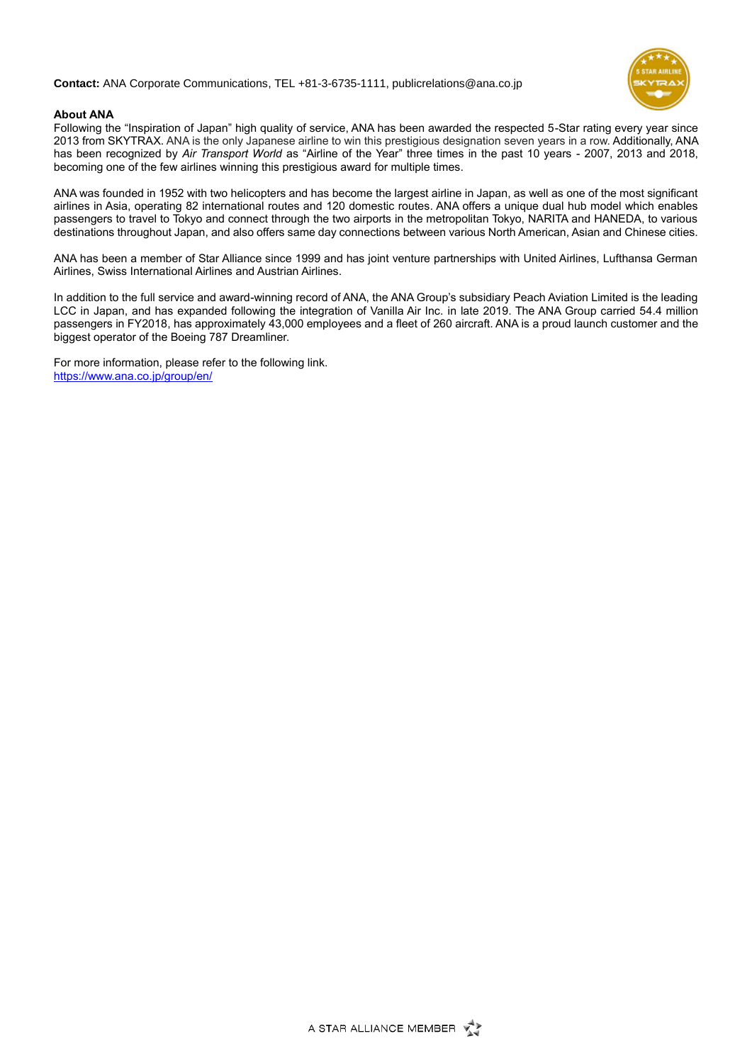**Contact:** ANA Corporate Communications, TEL +81-3-6735-1111, publicrelations@ana.co.jp

**About ANA**

Following the "Inspiration of Japan" high quality of service, ANA has been awarded the respected 5-Star rating every year since 2013 from SKYTRAX. ANA is the only Japanese airline to win this prestigious designation seven years in a row. Additionally, ANA has been recognized by *Air Transport World* as "Airline of the Year" three times in the past 10 years - 2007, 2013 and 2018, becoming one of the few airlines winning this prestigious award for multiple times.

ANA was founded in 1952 with two helicopters and has become the largest airline in Japan, as well as one of the most significant airlines in Asia, operating 82 international routes and 120 domestic routes. ANA offers a unique dual hub model which enables passengers to travel to Tokyo and connect through the two airports in the metropolitan Tokyo, NARITA and HANEDA, to various destinations throughout Japan, and also offers same day connections between various North American, Asian and Chinese cities.

ANA has been a member of Star Alliance since 1999 and has joint venture partnerships with United Airlines, Lufthansa German Airlines, Swiss International Airlines and Austrian Airlines.

In addition to the full service and award-winning record of ANA, the ANA Group's subsidiary Peach Aviation Limited is the leading LCC in Japan, and has expanded following the integration of Vanilla Air Inc. in late 2019. The ANA Group carried 54.4 million passengers in FY2018, has approximately 43,000 employees and a fleet of 260 aircraft. ANA is a proud launch customer and the biggest operator of the Boeing 787 Dreamliner.

For more information, please refer to the following link.
https://www.ana.co.jp/group/en/